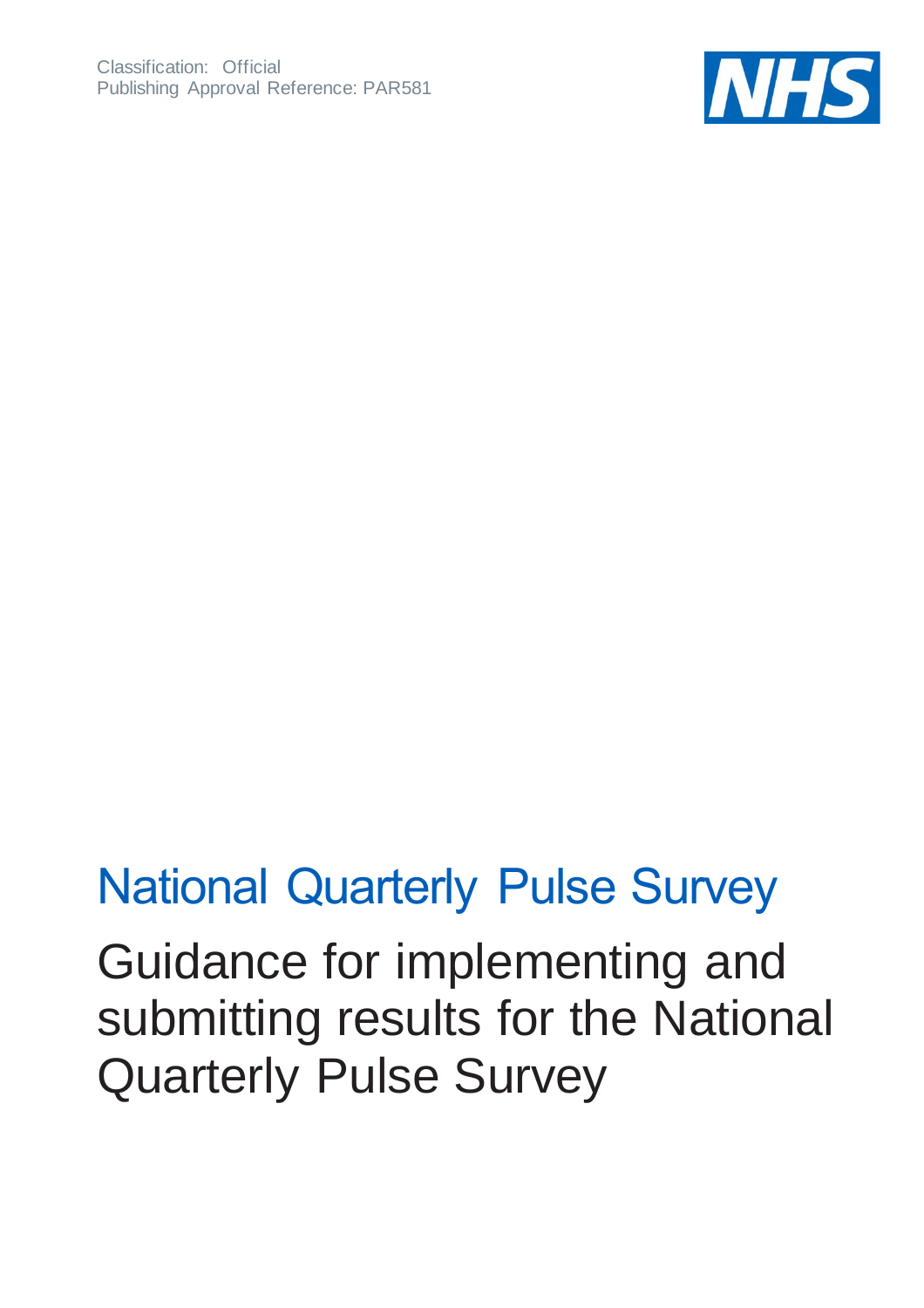Classification: Official
Publishing Approval Reference: PAR581

# National Quarterly Pulse Survey

## Guidance for implementing and submitting results for the National Quarterly Pulse Survey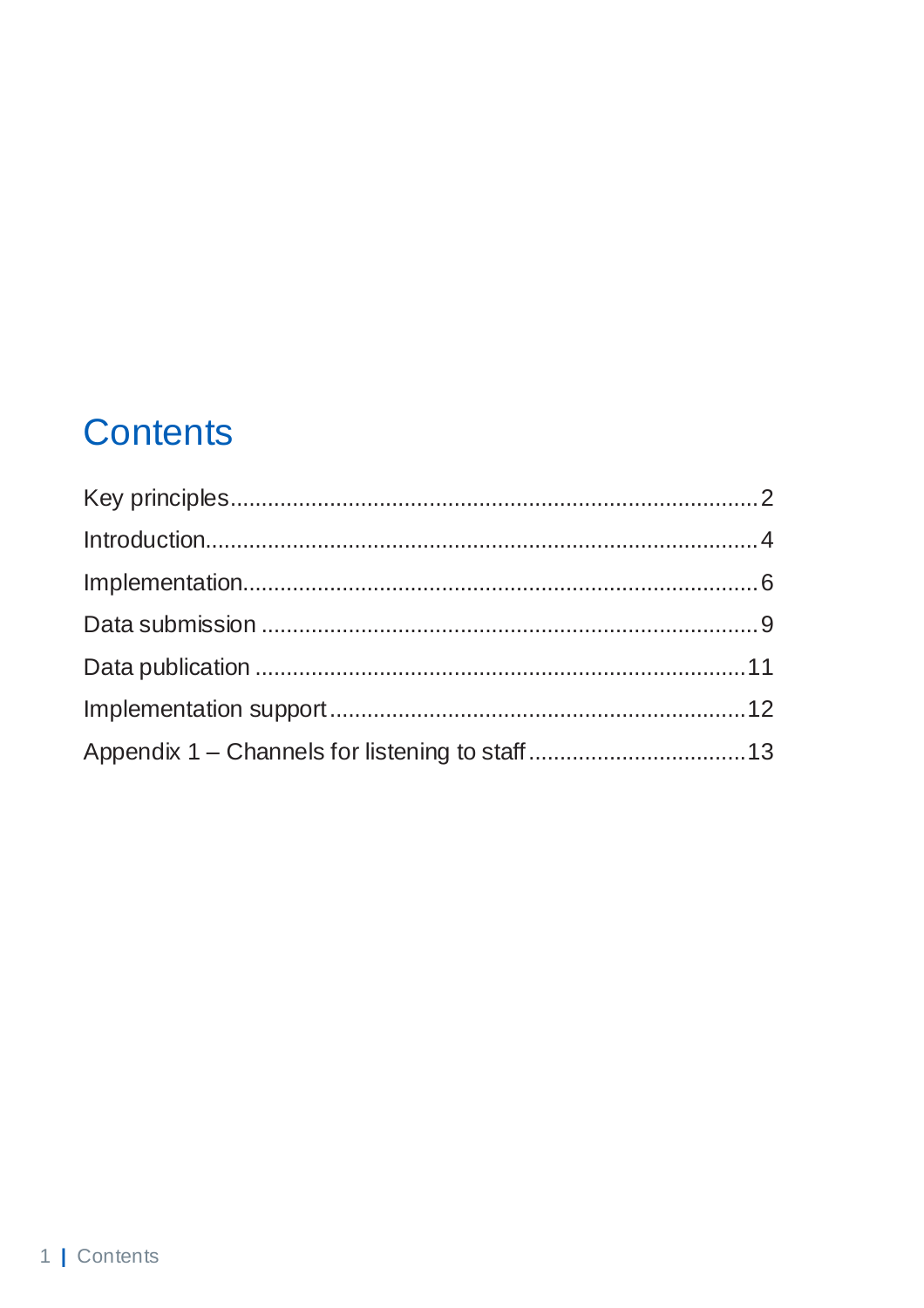# Contents

Key principles....................................................................................2

Introduction.......................................................................................4

Implementation..................................................................................6

Data submission ...............................................................................9

Data publication ..............................................................................11

Implementation support..................................................................12

Appendix 1 – Channels for listening to staff..................................13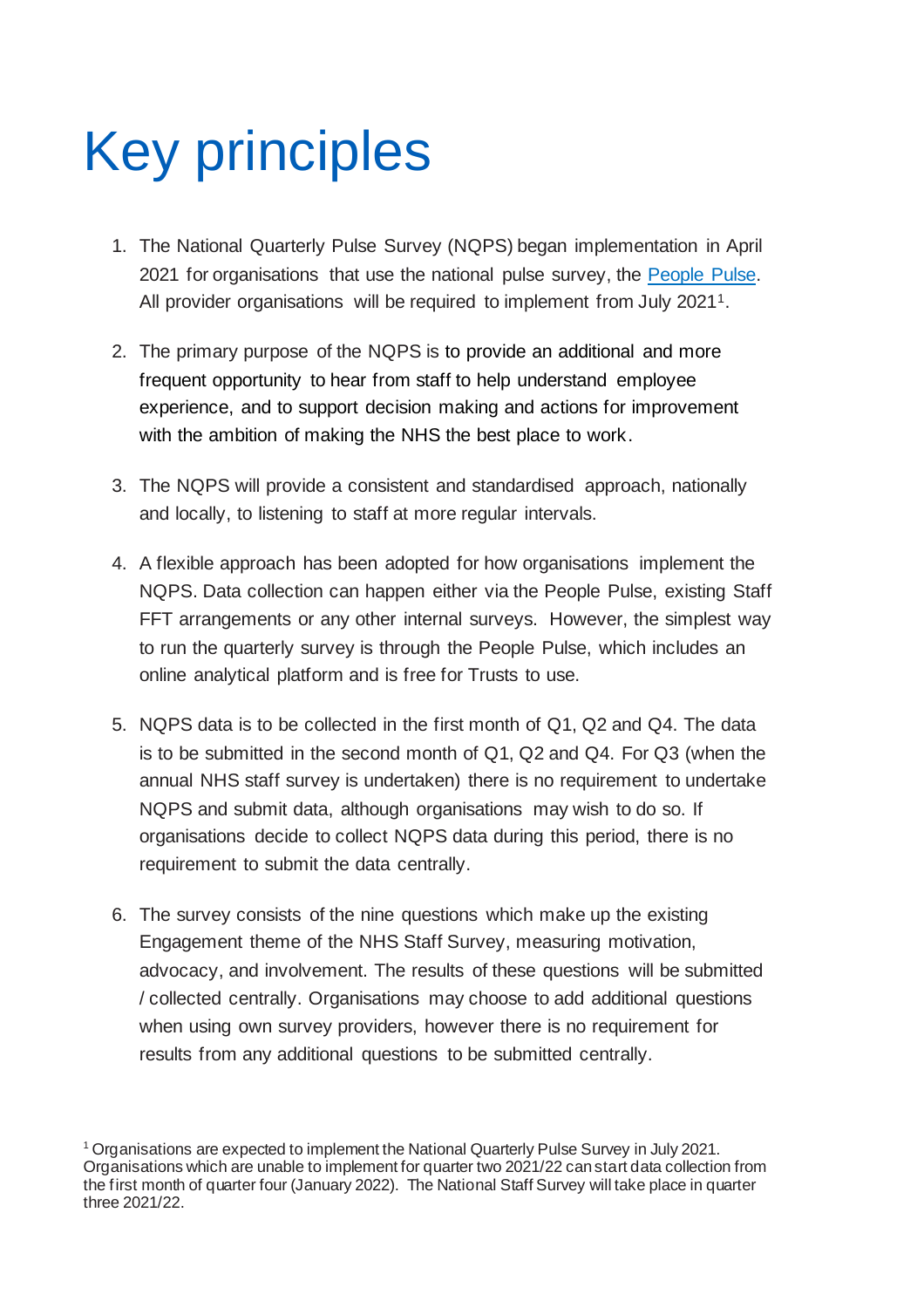# Key principles

1. The National Quarterly Pulse Survey (NQPS) began implementation in April 2021 for organisations that use the national pulse survey, the [People Pulse](). All provider organisations will be required to implement from July 2021[1].

2. The primary purpose of the NQPS is to provide an additional and more frequent opportunity to hear from staff to help understand employee experience, and to support decision making and actions for improvement with the ambition of making the NHS the best place to work.

3. The NQPS will provide a consistent and standardised approach, nationally and locally, to listening to staff at more regular intervals.

4. A flexible approach has been adopted for how organisations implement the NQPS. Data collection can happen either via the People Pulse, existing Staff FFT arrangements or any other internal surveys. However, the simplest way to run the quarterly survey is through the People Pulse, which includes an online analytical platform and is free for Trusts to use.

5. NQPS data is to be collected in the first month of Q1, Q2 and Q4. The data is to be submitted in the second month of Q1, Q2 and Q4. For Q3 (when the annual NHS staff survey is undertaken) there is no requirement to undertake NQPS and submit data, although organisations may wish to do so. If organisations decide to collect NQPS data during this period, there is no requirement to submit the data centrally.

6. The survey consists of the nine questions which make up the existing Engagement theme of the NHS Staff Survey, measuring motivation, advocacy, and involvement. The results of these questions will be submitted / collected centrally. Organisations may choose to add additional questions when using own survey providers, however there is no requirement for results from any additional questions to be submitted centrally.

[1] Organisations are expected to implement the National Quarterly Pulse Survey in July 2021. Organisations which are unable to implement for quarter two 2021/22 can start data collection from the first month of quarter four (January 2022). The National Staff Survey will take place in quarter three 2021/22.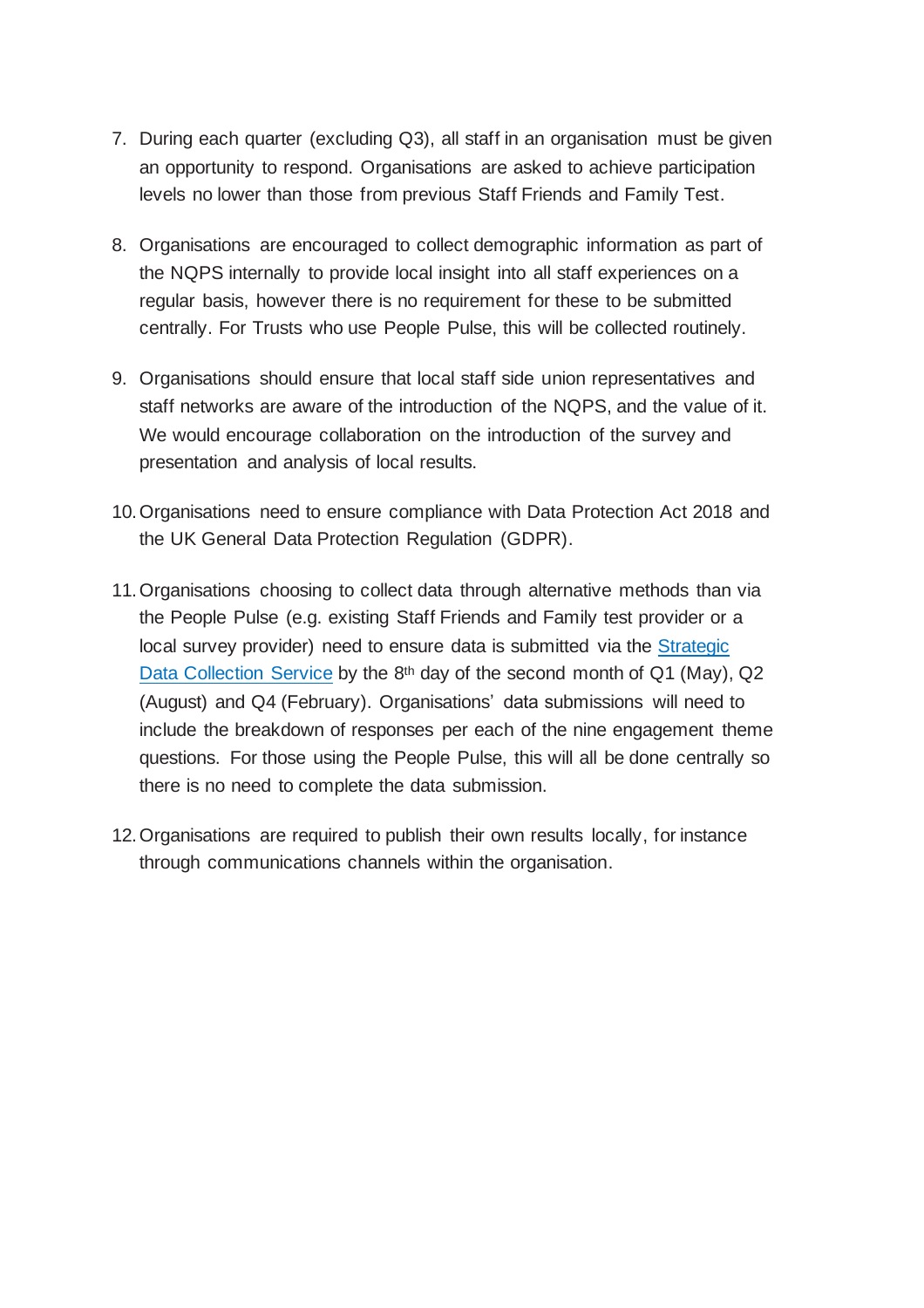7. During each quarter (excluding Q3), all staff in an organisation must be given an opportunity to respond. Organisations are asked to achieve participation levels no lower than those from previous Staff Friends and Family Test.

8. Organisations are encouraged to collect demographic information as part of the NQPS internally to provide local insight into all staff experiences on a regular basis, however there is no requirement for these to be submitted centrally. For Trusts who use People Pulse, this will be collected routinely.

9. Organisations should ensure that local staff side union representatives and staff networks are aware of the introduction of the NQPS, and the value of it. We would encourage collaboration on the introduction of the survey and presentation and analysis of local results.

10. Organisations need to ensure compliance with Data Protection Act 2018 and the UK General Data Protection Regulation (GDPR).

11. Organisations choosing to collect data through alternative methods than via the People Pulse (e.g. existing Staff Friends and Family test provider or a local survey provider) need to ensure data is submitted via the Strategic Data Collection Service by the 8th day of the second month of Q1 (May), Q2 (August) and Q4 (February). Organisations' data submissions will need to include the breakdown of responses per each of the nine engagement theme questions. For those using the People Pulse, this will all be done centrally so there is no need to complete the data submission.

12. Organisations are required to publish their own results locally, for instance through communications channels within the organisation.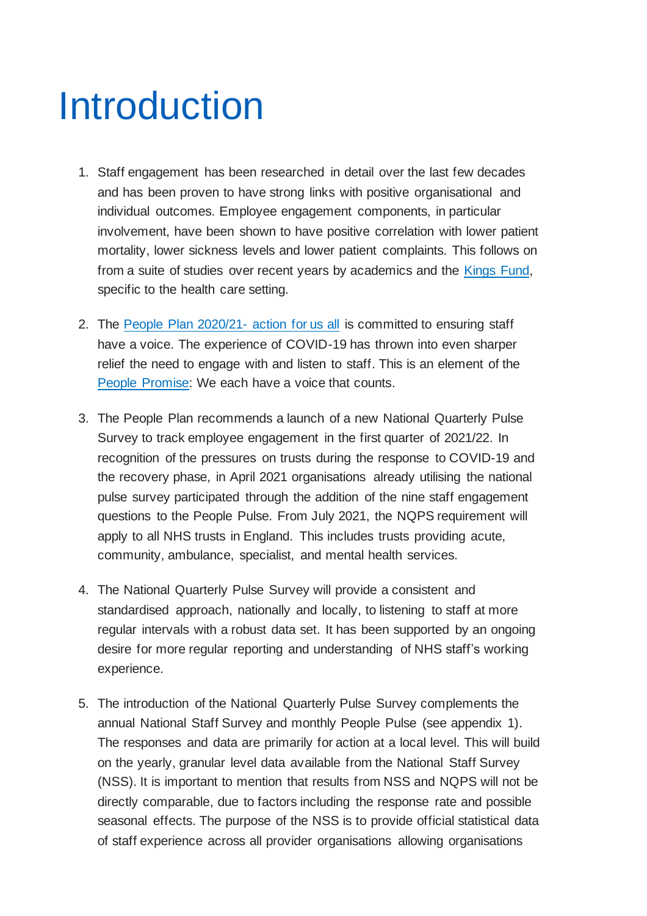# Introduction

1. Staff engagement has been researched in detail over the last few decades and has been proven to have strong links with positive organisational and individual outcomes. Employee engagement components, in particular involvement, have been shown to have positive correlation with lower patient mortality, lower sickness levels and lower patient complaints. This follows on from a suite of studies over recent years by academics and the Kings Fund, specific to the health care setting.

2. The People Plan 2020/21- action for us all is committed to ensuring staff have a voice. The experience of COVID-19 has thrown into even sharper relief the need to engage with and listen to staff. This is an element of the People Promise: We each have a voice that counts.

3. The People Plan recommends a launch of a new National Quarterly Pulse Survey to track employee engagement in the first quarter of 2021/22. In recognition of the pressures on trusts during the response to COVID-19 and the recovery phase, in April 2021 organisations already utilising the national pulse survey participated through the addition of the nine staff engagement questions to the People Pulse. From July 2021, the NQPS requirement will apply to all NHS trusts in England. This includes trusts providing acute, community, ambulance, specialist, and mental health services.

4. The National Quarterly Pulse Survey will provide a consistent and standardised approach, nationally and locally, to listening to staff at more regular intervals with a robust data set. It has been supported by an ongoing desire for more regular reporting and understanding of NHS staff's working experience.

5. The introduction of the National Quarterly Pulse Survey complements the annual National Staff Survey and monthly People Pulse (see appendix 1). The responses and data are primarily for action at a local level. This will build on the yearly, granular level data available from the National Staff Survey (NSS). It is important to mention that results from NSS and NQPS will not be directly comparable, due to factors including the response rate and possible seasonal effects. The purpose of the NSS is to provide official statistical data of staff experience across all provider organisations allowing organisations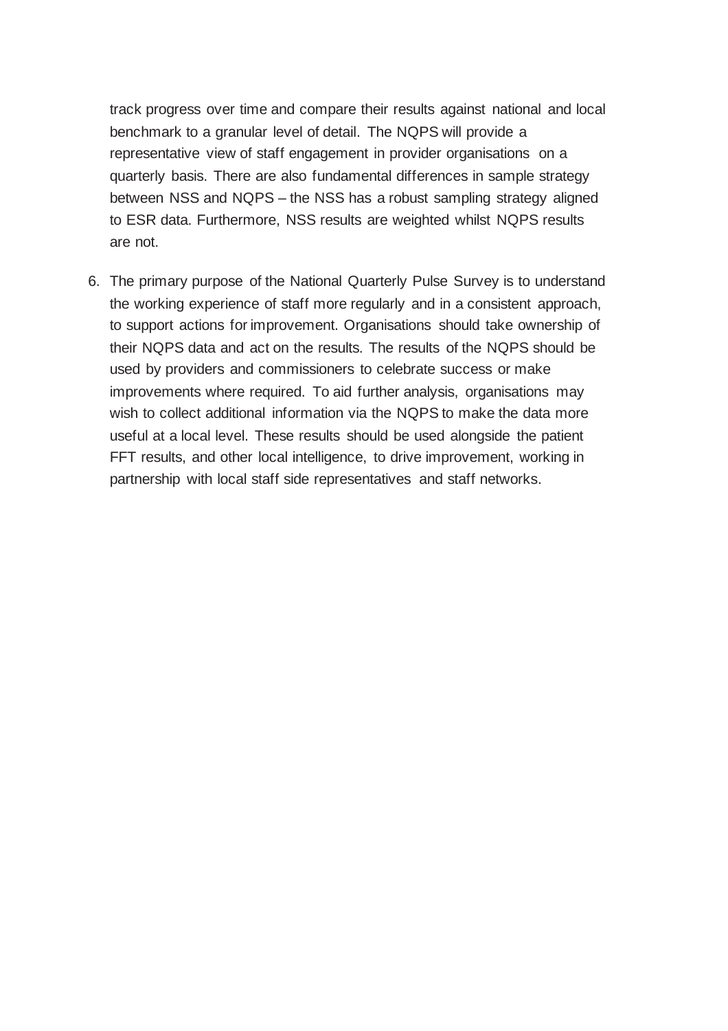track progress over time and compare their results against national and local benchmark to a granular level of detail. The NQPS will provide a representative view of staff engagement in provider organisations on a quarterly basis. There are also fundamental differences in sample strategy between NSS and NQPS – the NSS has a robust sampling strategy aligned to ESR data. Furthermore, NSS results are weighted whilst NQPS results are not.

6. The primary purpose of the National Quarterly Pulse Survey is to understand the working experience of staff more regularly and in a consistent approach, to support actions for improvement. Organisations should take ownership of their NQPS data and act on the results. The results of the NQPS should be used by providers and commissioners to celebrate success or make improvements where required. To aid further analysis, organisations may wish to collect additional information via the NQPS to make the data more useful at a local level. These results should be used alongside the patient FFT results, and other local intelligence, to drive improvement, working in partnership with local staff side representatives and staff networks.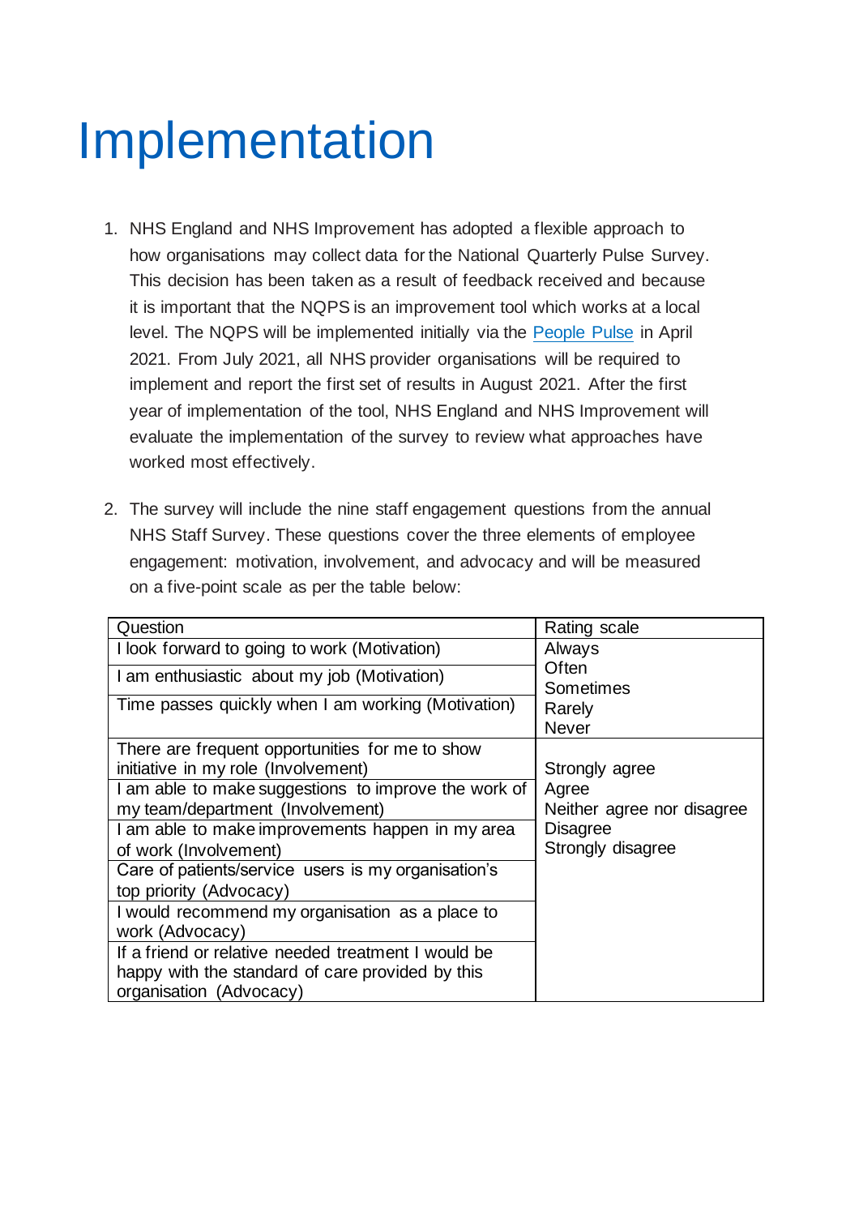# Implementation

1. NHS England and NHS Improvement has adopted a flexible approach to how organisations may collect data for the National Quarterly Pulse Survey. This decision has been taken as a result of feedback received and because it is important that the NQPS is an improvement tool which works at a local level. The NQPS will be implemented initially via the People Pulse in April 2021. From July 2021, all NHS provider organisations will be required to implement and report the first set of results in August 2021. After the first year of implementation of the tool, NHS England and NHS Improvement will evaluate the implementation of the survey to review what approaches have worked most effectively.

2. The survey will include the nine staff engagement questions from the annual NHS Staff Survey. These questions cover the three elements of employee engagement: motivation, involvement, and advocacy and will be measured on a five-point scale as per the table below:

| Question | Rating scale |
| --- | --- |
| I look forward to going to work (Motivation) | Always<br>Often<br>Sometimes<br>Rarely<br>Never |
| I am enthusiastic about my job (Motivation) | |
| Time passes quickly when I am working (Motivation) | |
| There are frequent opportunities for me to show initiative in my role (Involvement) | Strongly agree<br>Agree<br>Neither agree nor disagree<br>Disagree<br>Strongly disagree |
| I am able to make suggestions to improve the work of my team/department (Involvement) | |
| I am able to make improvements happen in my area of work (Involvement) | |
| Care of patients/service users is my organisation's top priority (Advocacy) | |
| I would recommend my organisation as a place to work (Advocacy) | |
| If a friend or relative needed treatment I would be happy with the standard of care provided by this organisation (Advocacy) | |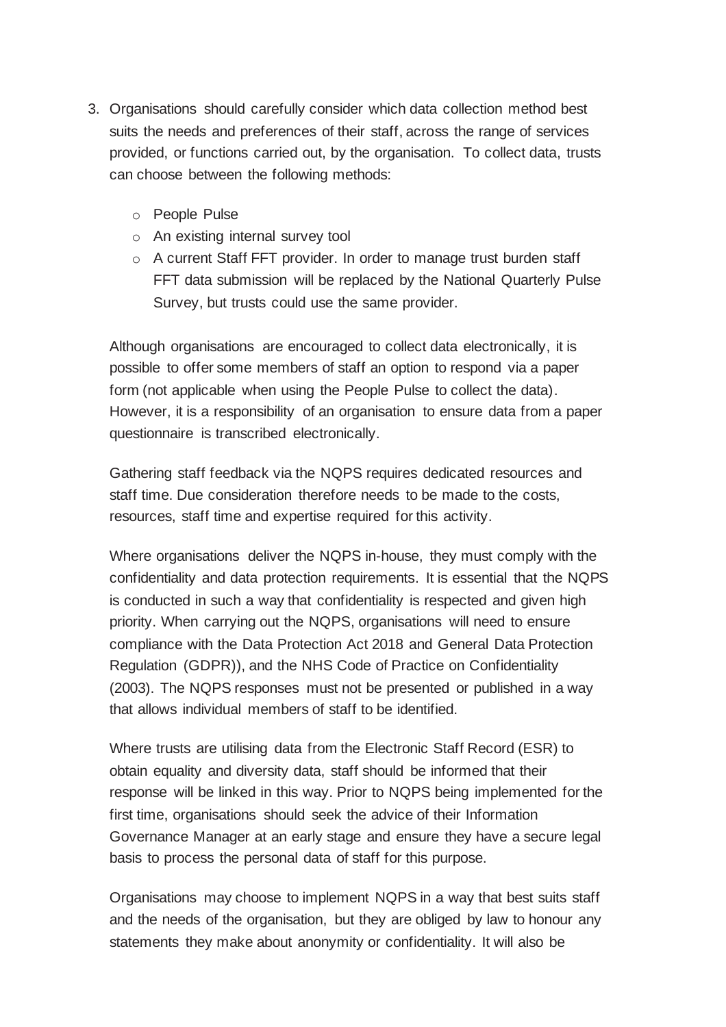3. Organisations should carefully consider which data collection method best suits the needs and preferences of their staff, across the range of services provided, or functions carried out, by the organisation. To collect data, trusts can choose between the following methods:

   - People Pulse
   - An existing internal survey tool
   - A current Staff FFT provider. In order to manage trust burden staff FFT data submission will be replaced by the National Quarterly Pulse Survey, but trusts could use the same provider.

   Although organisations are encouraged to collect data electronically, it is possible to offer some members of staff an option to respond via a paper form (not applicable when using the People Pulse to collect the data). However, it is a responsibility of an organisation to ensure data from a paper questionnaire is transcribed electronically.

   Gathering staff feedback via the NQPS requires dedicated resources and staff time. Due consideration therefore needs to be made to the costs, resources, staff time and expertise required for this activity.

   Where organisations deliver the NQPS in-house, they must comply with the confidentiality and data protection requirements. It is essential that the NQPS is conducted in such a way that confidentiality is respected and given high priority. When carrying out the NQPS, organisations will need to ensure compliance with the Data Protection Act 2018 and General Data Protection Regulation (GDPR)), and the NHS Code of Practice on Confidentiality (2003). The NQPS responses must not be presented or published in a way that allows individual members of staff to be identified.

   Where trusts are utilising data from the Electronic Staff Record (ESR) to obtain equality and diversity data, staff should be informed that their response will be linked in this way. Prior to NQPS being implemented for the first time, organisations should seek the advice of their Information Governance Manager at an early stage and ensure they have a secure legal basis to process the personal data of staff for this purpose.

   Organisations may choose to implement NQPS in a way that best suits staff and the needs of the organisation, but they are obliged by law to honour any statements they make about anonymity or confidentiality. It will also be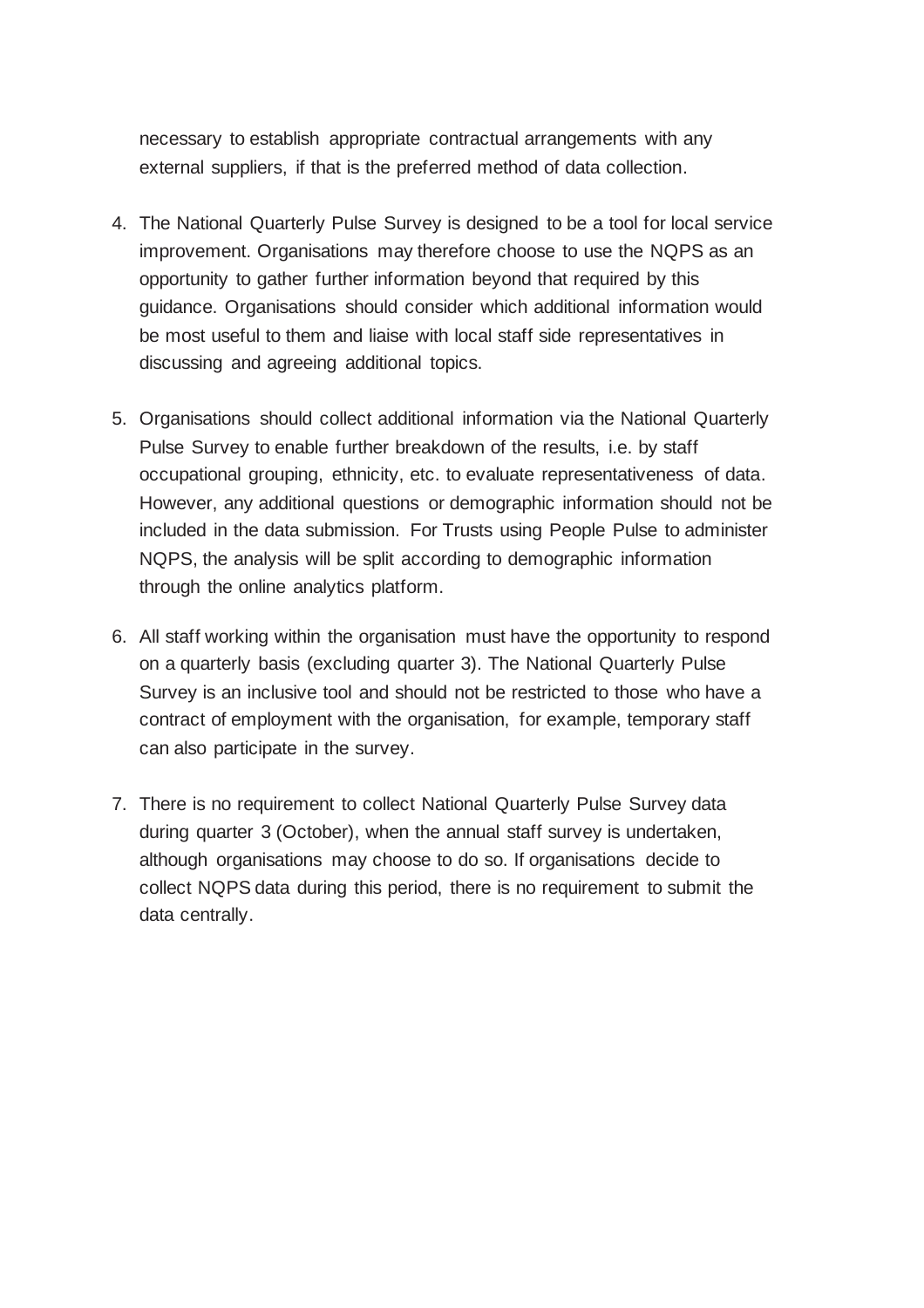necessary to establish appropriate contractual arrangements with any external suppliers, if that is the preferred method of data collection.

4. The National Quarterly Pulse Survey is designed to be a tool for local service improvement. Organisations may therefore choose to use the NQPS as an opportunity to gather further information beyond that required by this guidance. Organisations should consider which additional information would be most useful to them and liaise with local staff side representatives in discussing and agreeing additional topics.

5. Organisations should collect additional information via the National Quarterly Pulse Survey to enable further breakdown of the results, i.e. by staff occupational grouping, ethnicity, etc. to evaluate representativeness of data. However, any additional questions or demographic information should not be included in the data submission. For Trusts using People Pulse to administer NQPS, the analysis will be split according to demographic information through the online analytics platform.

6. All staff working within the organisation must have the opportunity to respond on a quarterly basis (excluding quarter 3). The National Quarterly Pulse Survey is an inclusive tool and should not be restricted to those who have a contract of employment with the organisation, for example, temporary staff can also participate in the survey.

7. There is no requirement to collect National Quarterly Pulse Survey data during quarter 3 (October), when the annual staff survey is undertaken, although organisations may choose to do so. If organisations decide to collect NQPS data during this period, there is no requirement to submit the data centrally.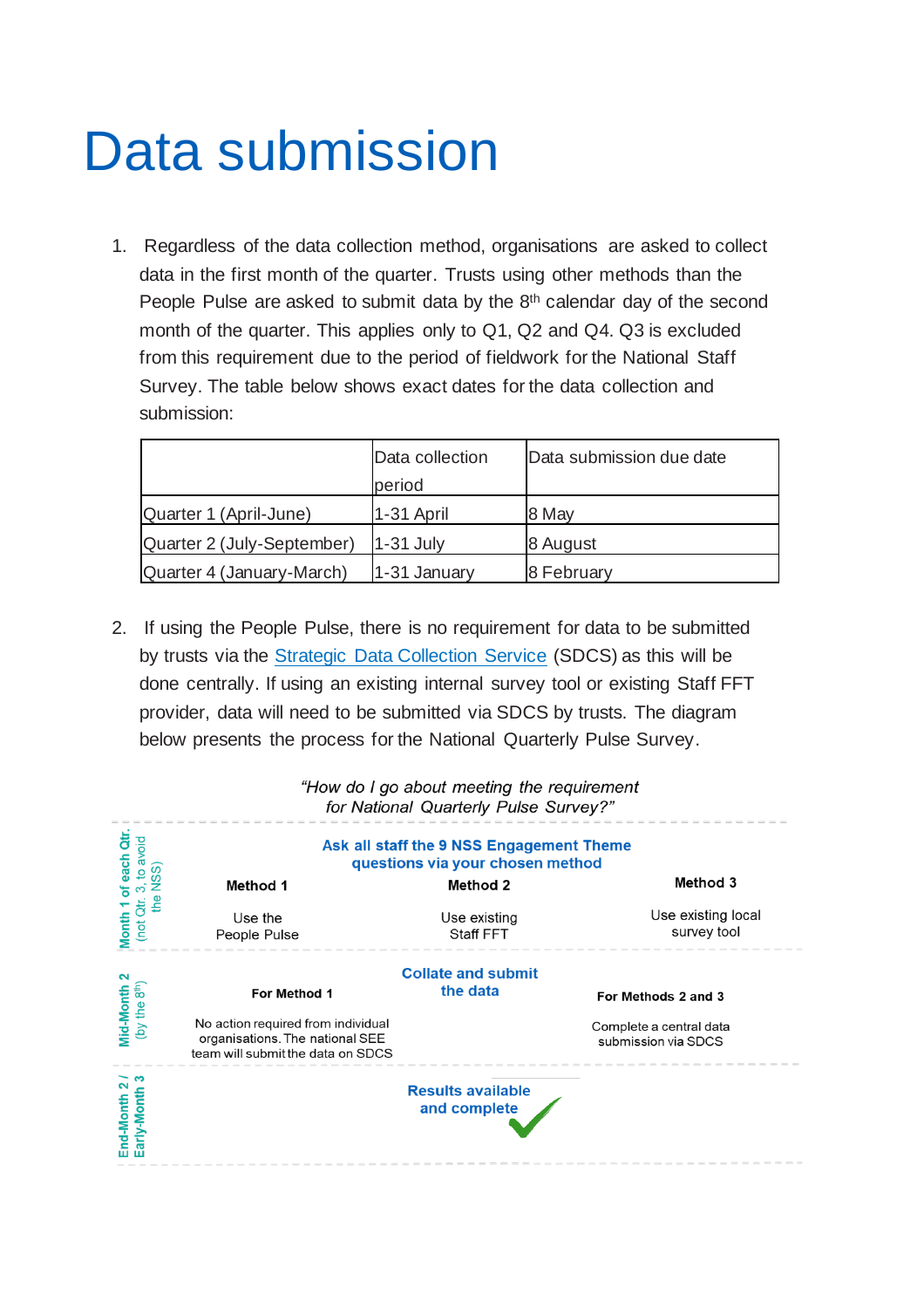# Data submission

1. Regardless of the data collection method, organisations are asked to collect data in the first month of the quarter. Trusts using other methods than the People Pulse are asked to submit data by the 8th calendar day of the second month of the quarter. This applies only to Q1, Q2 and Q4. Q3 is excluded from this requirement due to the period of fieldwork for the National Staff Survey. The table below shows exact dates for the data collection and submission:

| | Data collection period | Data submission due date |
|---|---|---|
| Quarter 1 (April-June) | 1-31 April | 8 May |
| Quarter 2 (July-September) | 1-31 July | 8 August |
| Quarter 4 (January-March) | 1-31 January | 8 February |

2. If using the People Pulse, there is no requirement for data to be submitted by trusts via the [Strategic Data Collection Service](https://) (SDCS) as this will be done centrally. If using an existing internal survey tool or existing Staff FFT provider, data will need to be submitted via SDCS by trusts. The diagram below presents the process for the National Quarterly Pulse Survey.

*"How do I go about meeting the requirement for National Quarterly Pulse Survey?"*

**Month 1 of each Qtr.** (not Qtr. 3, to avoid the NSS)

**Ask all staff the 9 NSS Engagement Theme questions via your chosen method**

- **Method 1** – Use the People Pulse
- **Method 2** – Use existing Staff FFT
- **Method 3** – Use existing local survey tool

**Mid-Month 2** (by the 8th)

**Collate and submit the data**

- **For Method 1** – No action required from individual organisations. The national SEE team will submit the data on SDCS
- **For Methods 2 and 3** – Complete a central data submission via SDCS

**End-Month 2 / Early-Month 3**

**Results available and complete**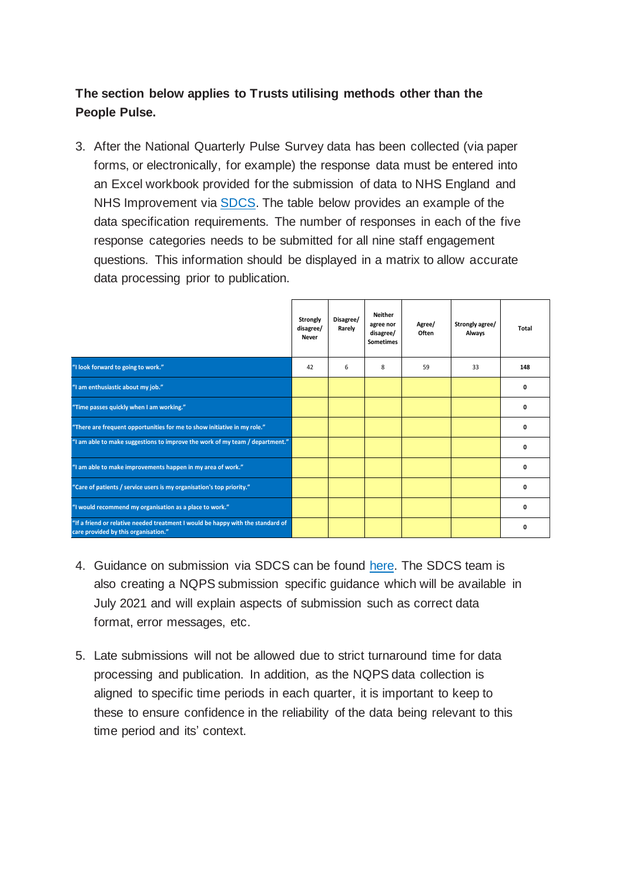**The section below applies to Trusts utilising methods other than the People Pulse.**

3. After the National Quarterly Pulse Survey data has been collected (via paper forms, or electronically, for example) the response data must be entered into an Excel workbook provided for the submission of data to NHS England and NHS Improvement via SDCS. The table below provides an example of the data specification requirements. The number of responses in each of the five response categories needs to be submitted for all nine staff engagement questions. This information should be displayed in a matrix to allow accurate data processing prior to publication.

| | Strongly disagree/ Never | Disagree/ Rarely | Neither agree nor disagree/ Sometimes | Agree/ Often | Strongly agree/ Always | Total |
|---|---|---|---|---|---|---|
| "I look forward to going to work." | 42 | 6 | 8 | 59 | 33 | **148** |
| "I am enthusiastic about my job." | | | | | | **0** |
| "Time passes quickly when I am working." | | | | | | **0** |
| "There are frequent opportunities for me to show initiative in my role." | | | | | | **0** |
| "I am able to make suggestions to improve the work of my team / department." | | | | | | **0** |
| "I am able to make improvements happen in my area of work." | | | | | | **0** |
| "Care of patients / service users is my organisation's top priority." | | | | | | **0** |
| "I would recommend my organisation as a place to work." | | | | | | **0** |
| "If a friend or relative needed treatment I would be happy with the standard of care provided by this organisation." | | | | | | **0** |

4. Guidance on submission via SDCS can be found here. The SDCS team is also creating a NQPS submission specific guidance which will be available in July 2021 and will explain aspects of submission such as correct data format, error messages, etc.

5. Late submissions will not be allowed due to strict turnaround time for data processing and publication. In addition, as the NQPS data collection is aligned to specific time periods in each quarter, it is important to keep to these to ensure confidence in the reliability of the data being relevant to this time period and its' context.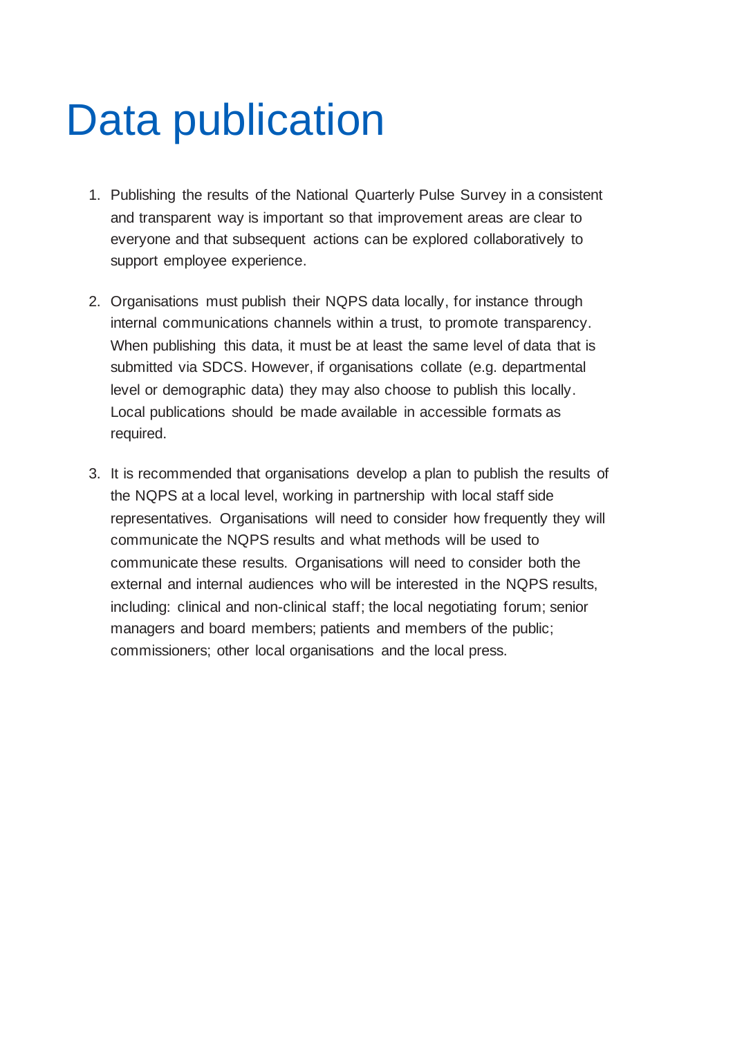# Data publication

1. Publishing the results of the National Quarterly Pulse Survey in a consistent and transparent way is important so that improvement areas are clear to everyone and that subsequent actions can be explored collaboratively to support employee experience.

2. Organisations must publish their NQPS data locally, for instance through internal communications channels within a trust, to promote transparency. When publishing this data, it must be at least the same level of data that is submitted via SDCS. However, if organisations collate (e.g. departmental level or demographic data) they may also choose to publish this locally. Local publications should be made available in accessible formats as required.

3. It is recommended that organisations develop a plan to publish the results of the NQPS at a local level, working in partnership with local staff side representatives. Organisations will need to consider how frequently they will communicate the NQPS results and what methods will be used to communicate these results. Organisations will need to consider both the external and internal audiences who will be interested in the NQPS results, including: clinical and non-clinical staff; the local negotiating forum; senior managers and board members; patients and members of the public; commissioners; other local organisations and the local press.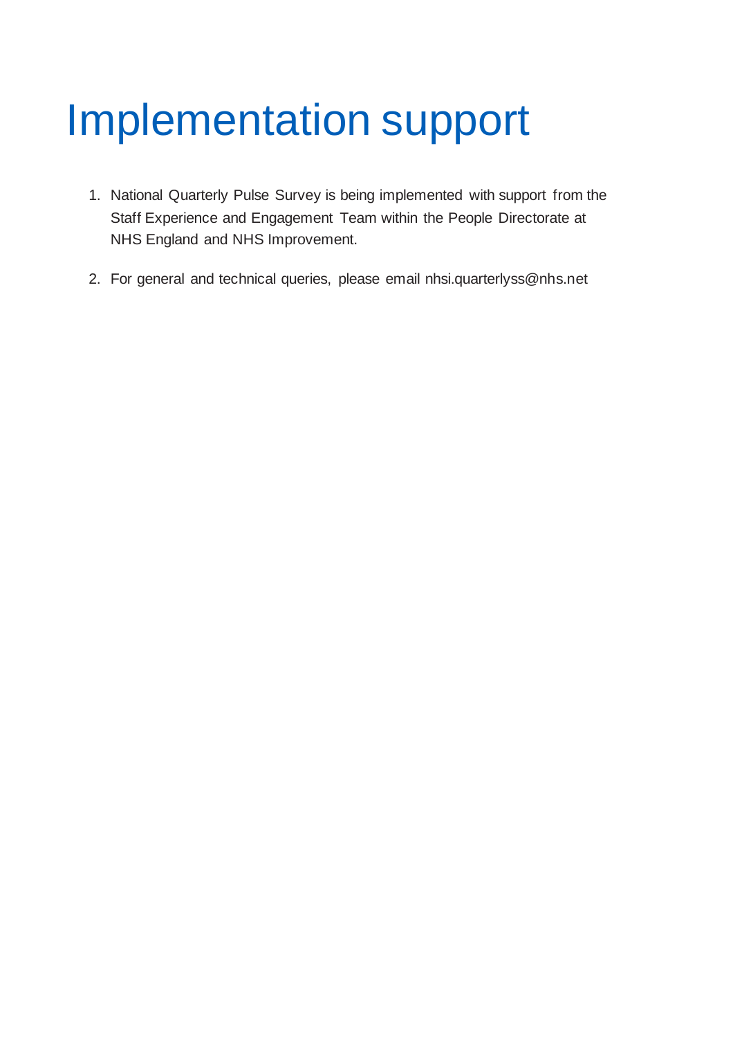# Implementation support

1. National Quarterly Pulse Survey is being implemented with support from the Staff Experience and Engagement Team within the People Directorate at NHS England and NHS Improvement.

2. For general and technical queries, please email nhsi.quarterlyss@nhs.net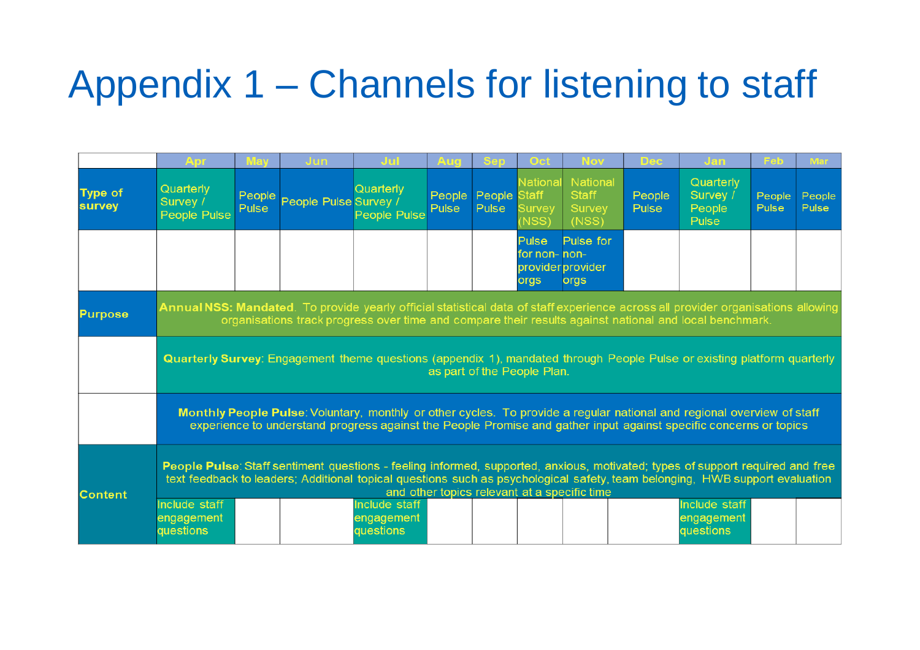# Appendix 1 – Channels for listening to staff

| | Apr | May | Jun | Jul | Aug | Sep | Oct | Nov | Dec | Jan | Feb | Mar |
|---|---|---|---|---|---|---|---|---|---|---|---|---|
| **Type of survey** | Quarterly Survey / People Pulse | People Pulse | People Pulse | Quarterly Survey / People Pulse | People Pulse | People Pulse | National Staff Survey (NSS) | National Staff Survey (NSS) | People Pulse | Quarterly Survey / People Pulse | People Pulse | People Pulse |
| | | | | | | | Pulse for non-provider orgs | Pulse for non-provider orgs | | | | |
| **Purpose** | **Annual NSS: Mandated**. To provide yearly official statistical data of staff experience across all provider organisations allowing organisations track progress over time and compare their results against national and local benchmark. | | | | | | | | | | | |
| | **Quarterly Survey**: Engagement theme questions (appendix 1), mandated through People Pulse or existing platform quarterly as part of the People Plan. | | | | | | | | | | | |
| | **Monthly People Pulse**: Voluntary, monthly or other cycles. To provide a regular national and regional overview of staff experience to understand progress against the People Promise and gather input against specific concerns or topics | | | | | | | | | | | |
| **Content** | **People Pulse**: Staff sentiment questions - feeling informed, supported, anxious, motivated; types of support required and free text feedback to leaders; Additional topical questions such as psychological safety, team belonging, HWB support evaluation and other topics relevant at a specific time | | | | | | | | | | | |
| | Include staff engagement questions | | | Include staff engagement questions | | | | | | Include staff engagement questions | | |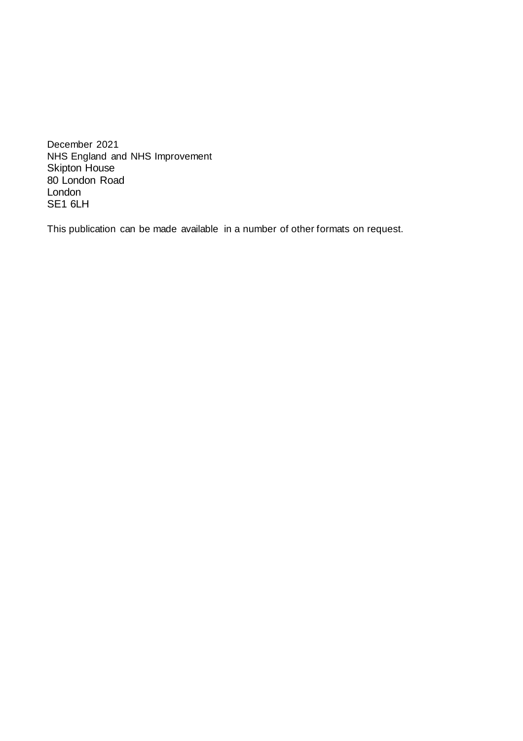December 2021
NHS England and NHS Improvement
Skipton House
80 London Road
London
SE1 6LH

This publication can be made available in a number of other formats on request.